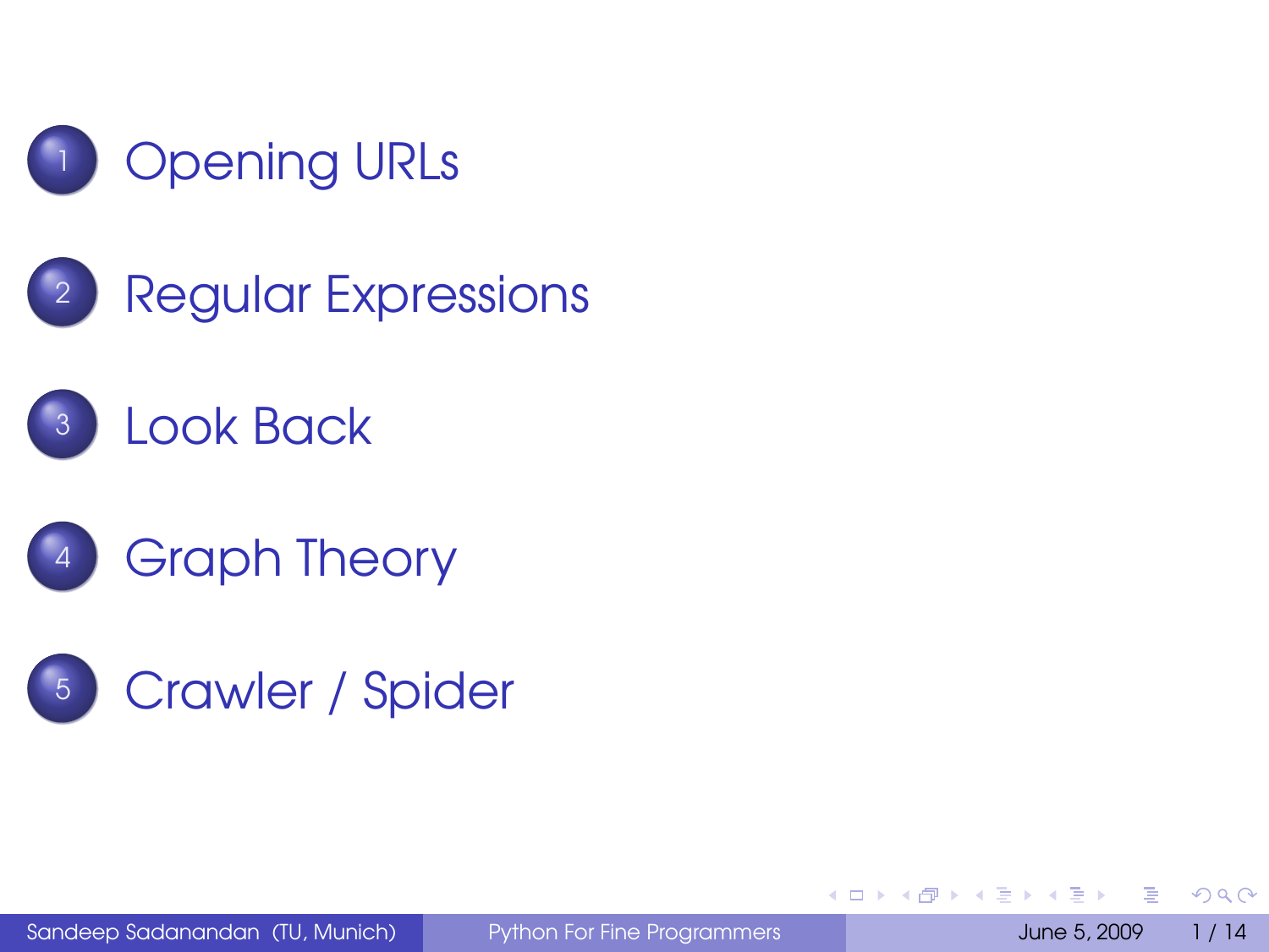1. Opening URLs
2. Regular Expressions
3. Look Back
4. Graph Theory
5. Crawler / Spider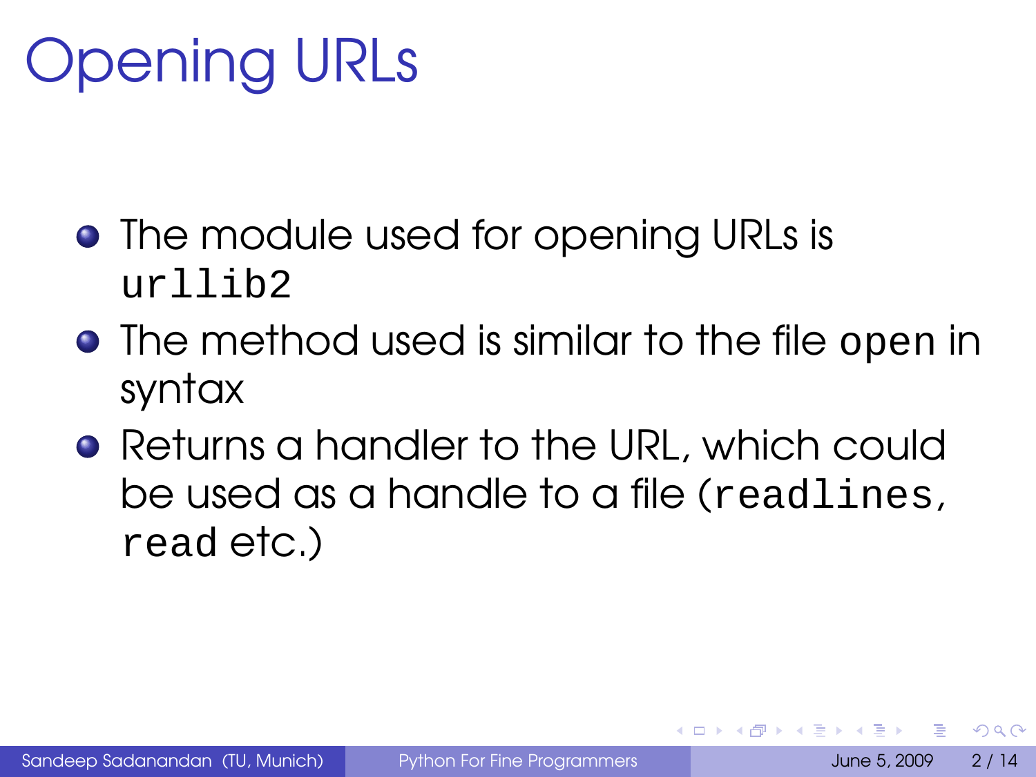# Opening URLs

- The module used for opening URLs is `urllib2`
- The method used is similar to the file `open` in syntax
- Returns a handler to the URL, which could be used as a handle to a file (`readlines`, `read` etc.)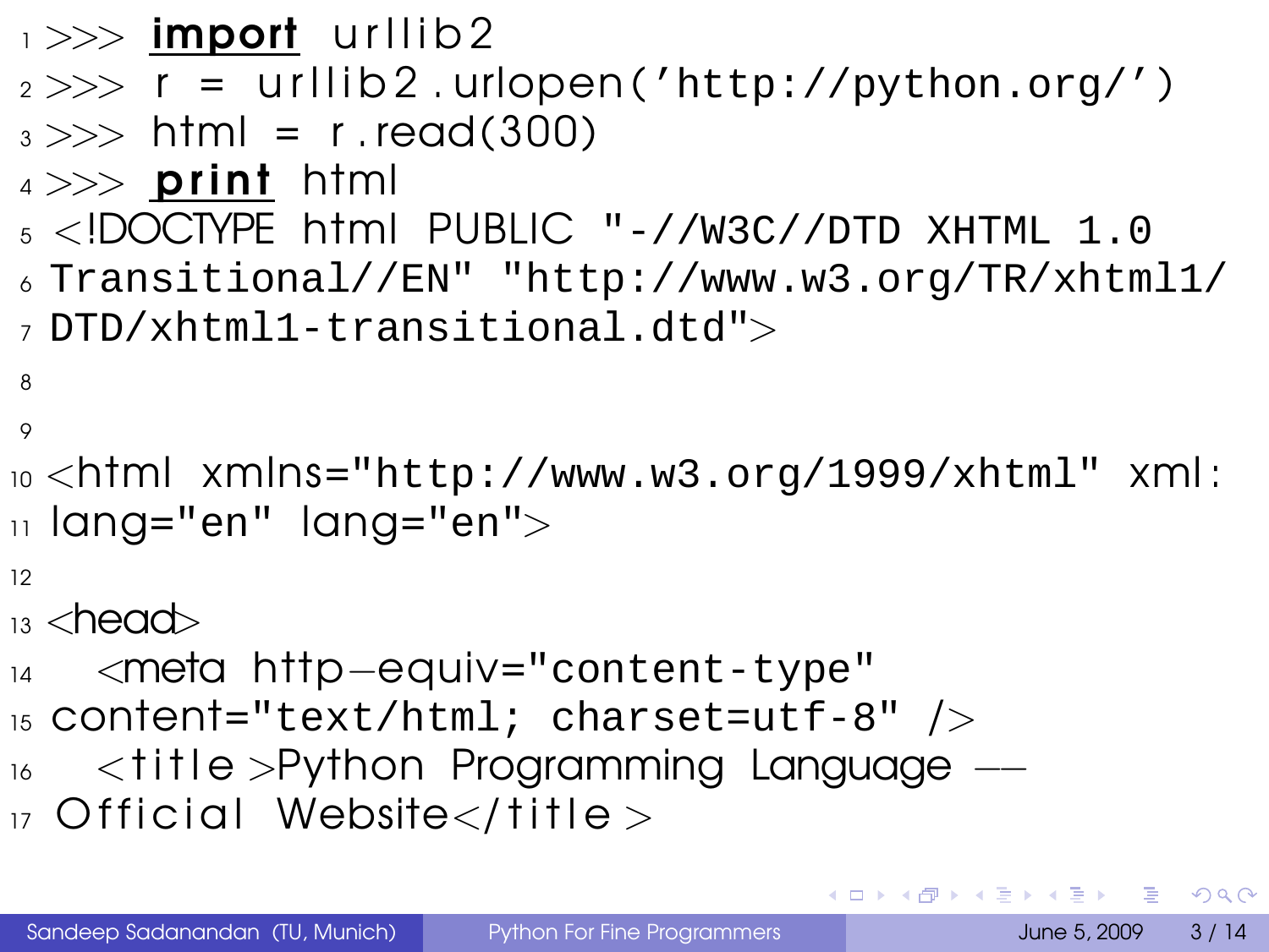```python
>>> import urllib2
>>> r = urllib2.urlopen('http://python.org/')
>>> html = r.read(300)
>>> print html
<!DOCTYPE html PUBLIC "-//W3C//DTD XHTML 1.0
Transitional//EN" "http://www.w3.org/TR/xhtml1/
DTD/xhtml1-transitional.dtd">


<html xmlns="http://www.w3.org/1999/xhtml" xml:
lang="en" lang="en">

<head>
  <meta http-equiv="content-type"
content="text/html; charset=utf-8" />
  <title>Python Programming Language --
Official Website</title>
```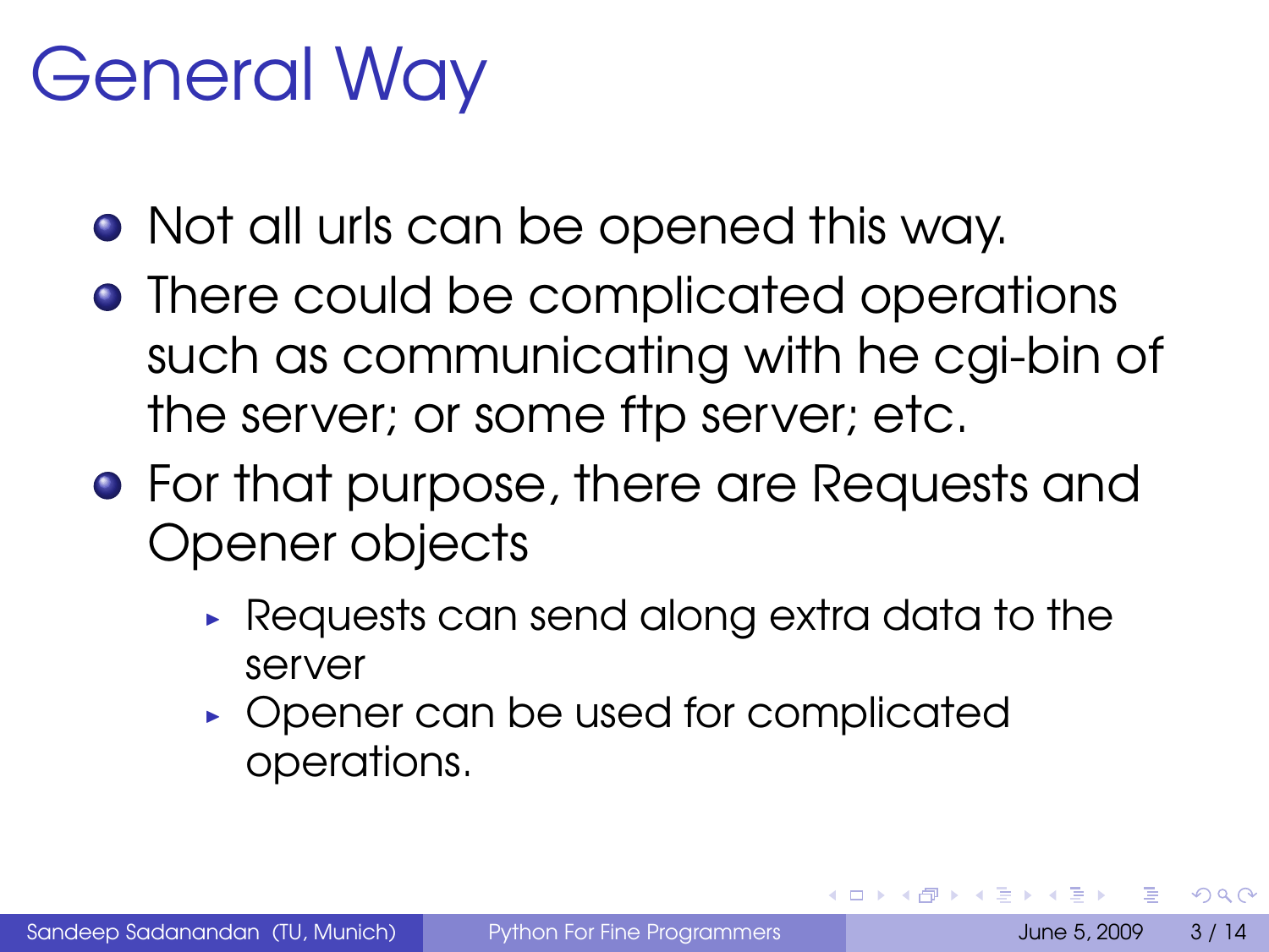# General Way

- Not all urls can be opened this way.
- There could be complicated operations such as communicating with he cgi-bin of the server; or some ftp server; etc.
- For that purpose, there are Requests and Opener objects
  - Requests can send along extra data to the server
  - Opener can be used for complicated operations.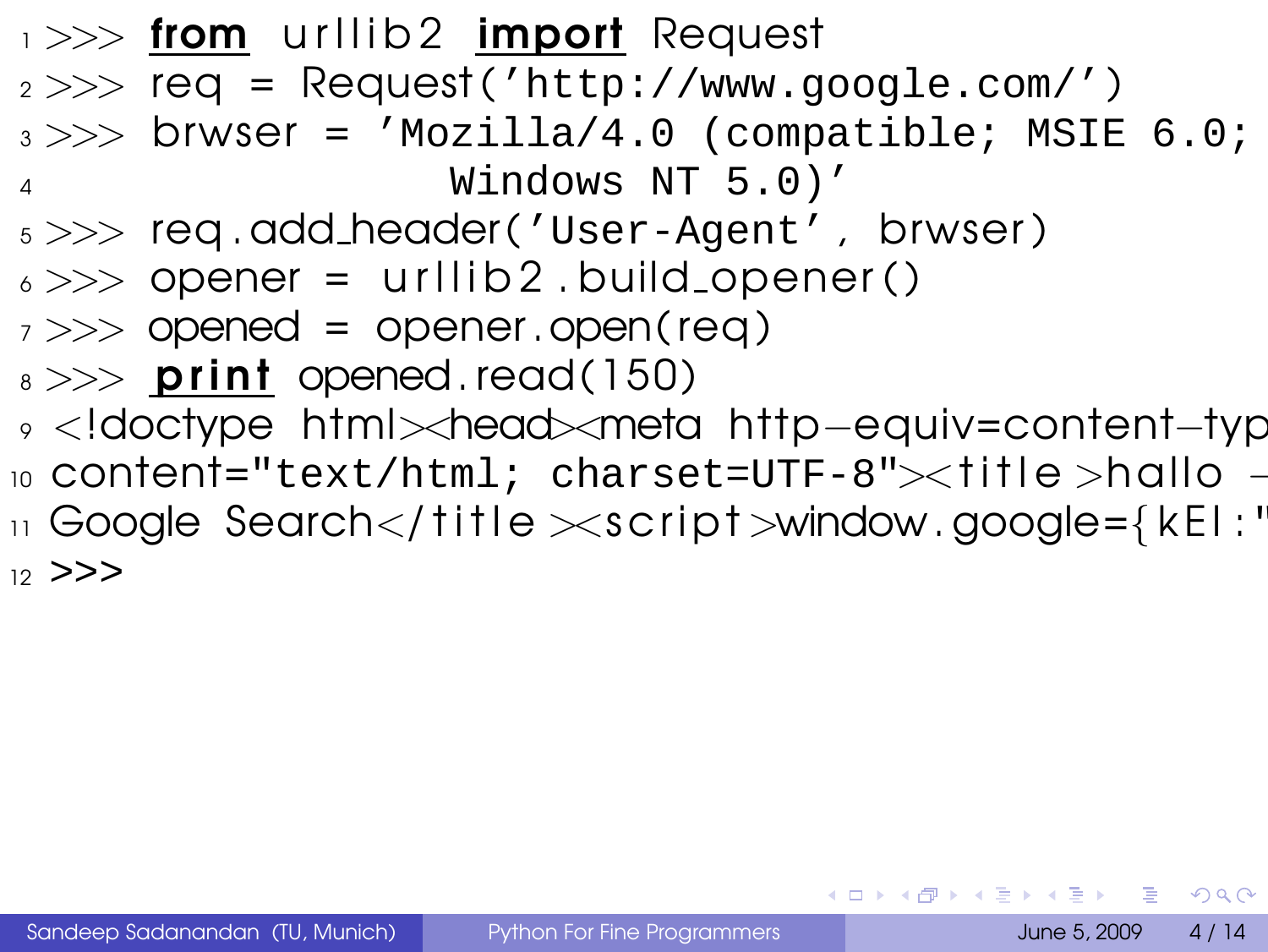```
>>> from urllib2 import Request
>>> req = Request('http://www.google.com/')
>>> brwser = 'Mozilla/4.0 (compatible; MSIE 6.0;
                    Windows NT 5.0)'
>>> req.add_header('User-Agent', brwser)
>>> opener = urllib2.build_opener()
>>> opened = opener.open(req)
>>> print opened.read(150)
<!doctype html><head><meta http-equiv=content-typ
content="text/html; charset=UTF-8"><title>hallo -
Google Search</title><script>window.google={kEI:"
>>>
```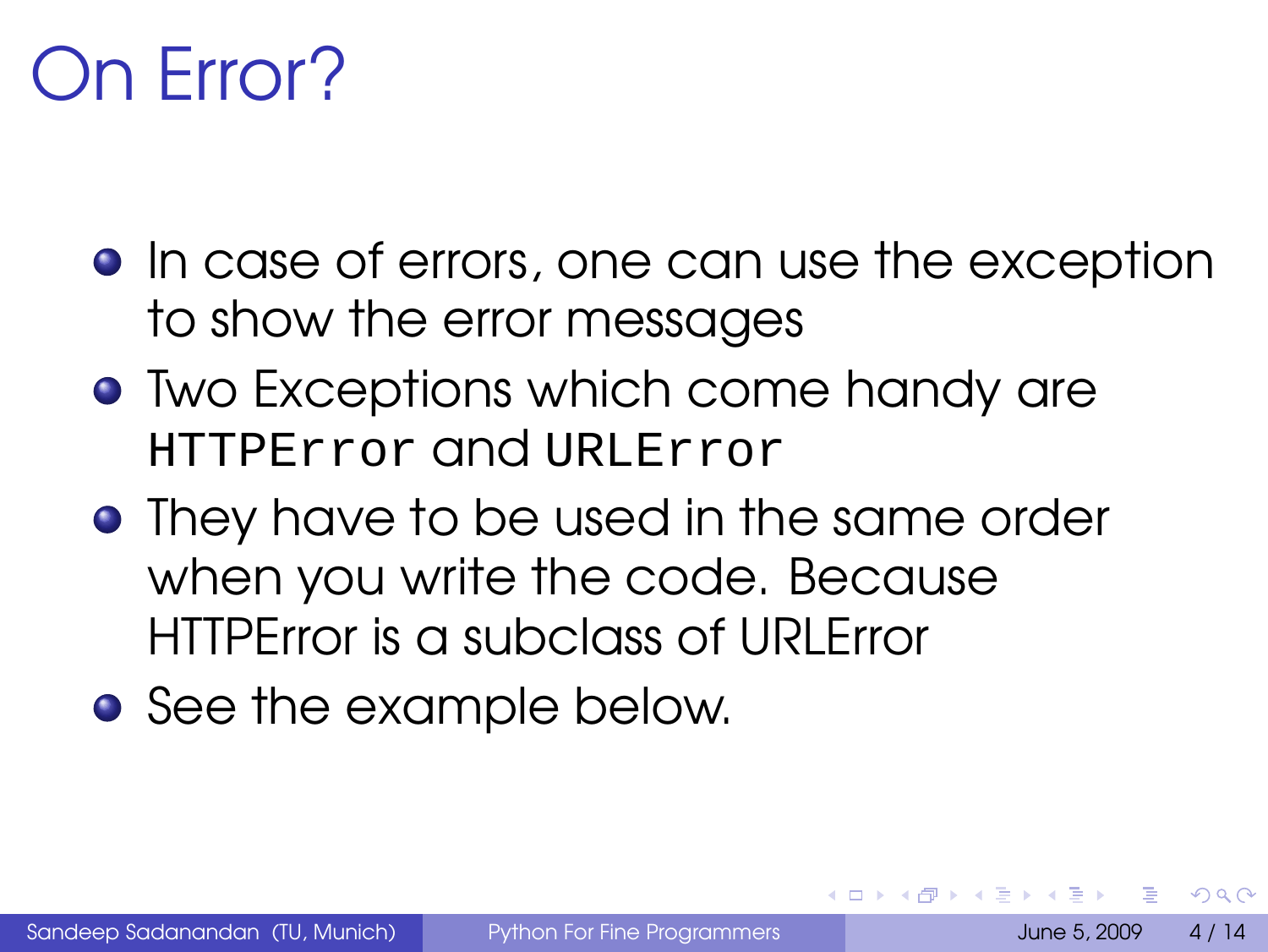# On Error?

- In case of errors, one can use the exception to show the error messages
- Two Exceptions which come handy are `HTTPError` and `URLError`
- They have to be used in the same order when you write the code. Because HTTPError is a subclass of URLError
- See the example below.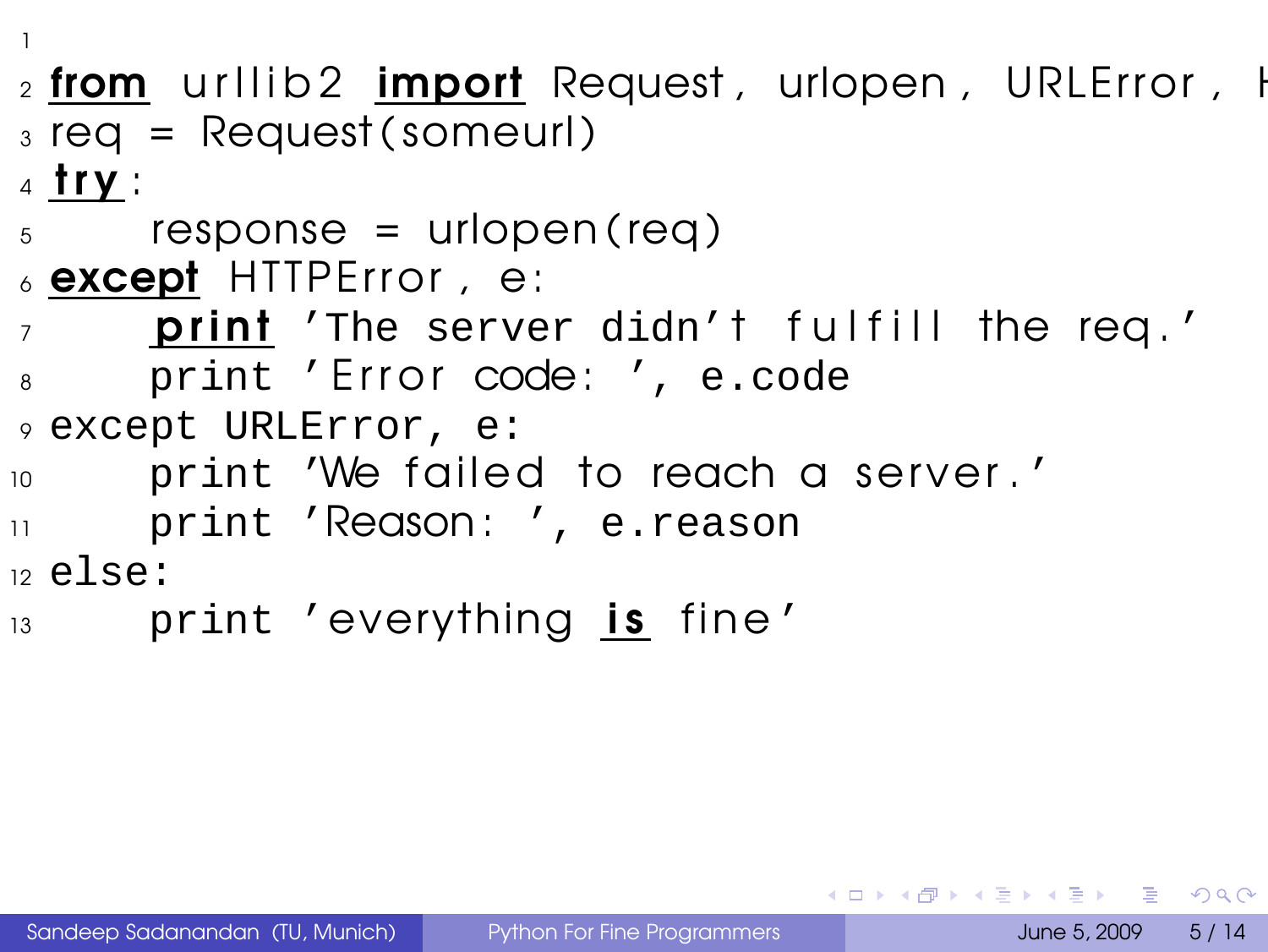```python
from urllib2 import Request, urlopen, URLError, H
req = Request(someurl)
try:
    response = urlopen(req)
except HTTPError, e:
    print 'The server didn't fulfill the req.'
    print 'Error code: ', e.code
except URLError, e:
    print 'We failed to reach a server.'
    print 'Reason: ', e.reason
else:
    print 'everything is fine'
```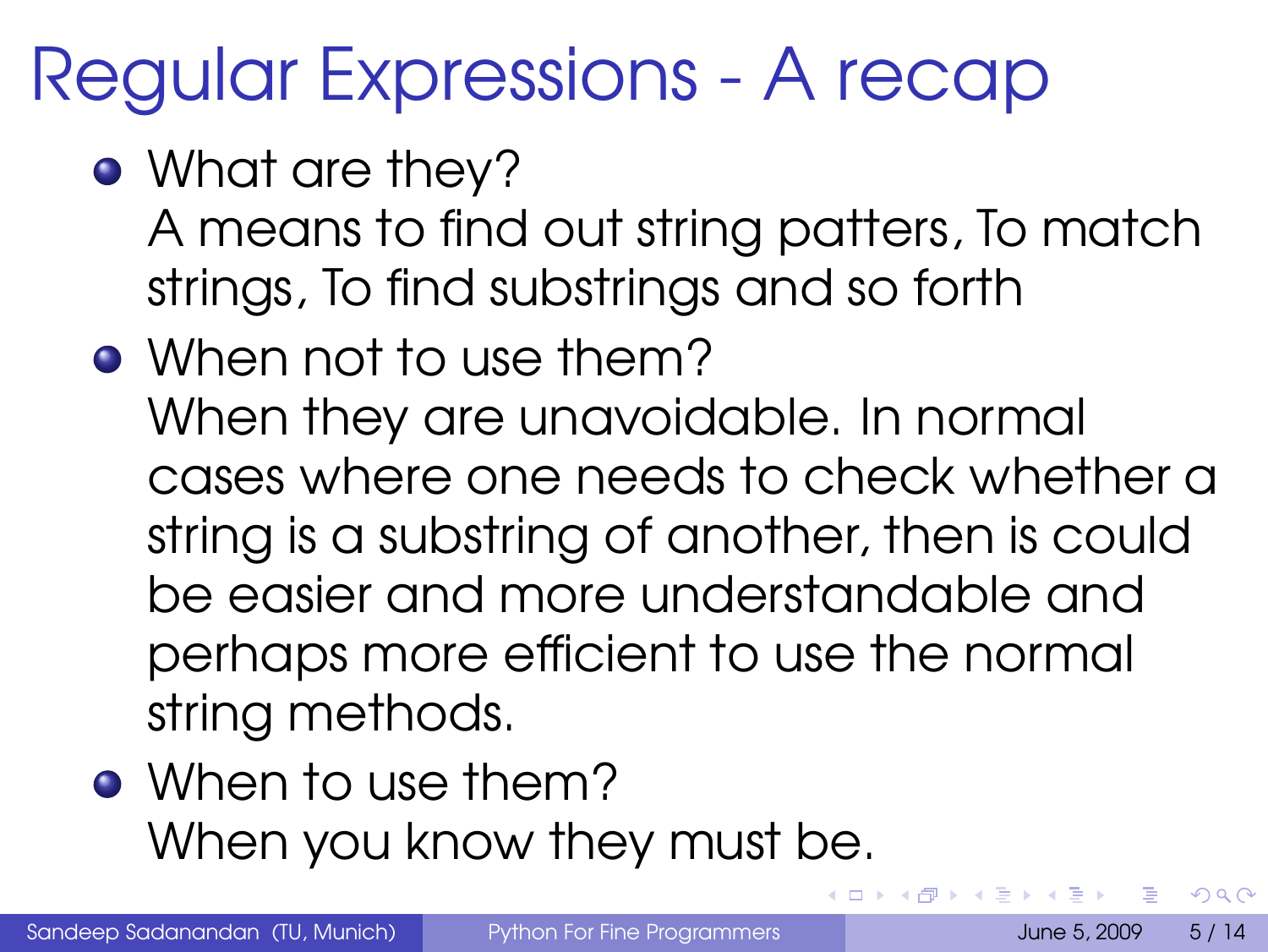# Regular Expressions - A recap

- What are they?
  A means to find out string patters, To match strings, To find substrings and so forth
- When not to use them?
  When they are unavoidable. In normal cases where one needs to check whether a string is a substring of another, then is could be easier and more understandable and perhaps more efficient to use the normal string methods.
- When to use them?
  When you know they must be.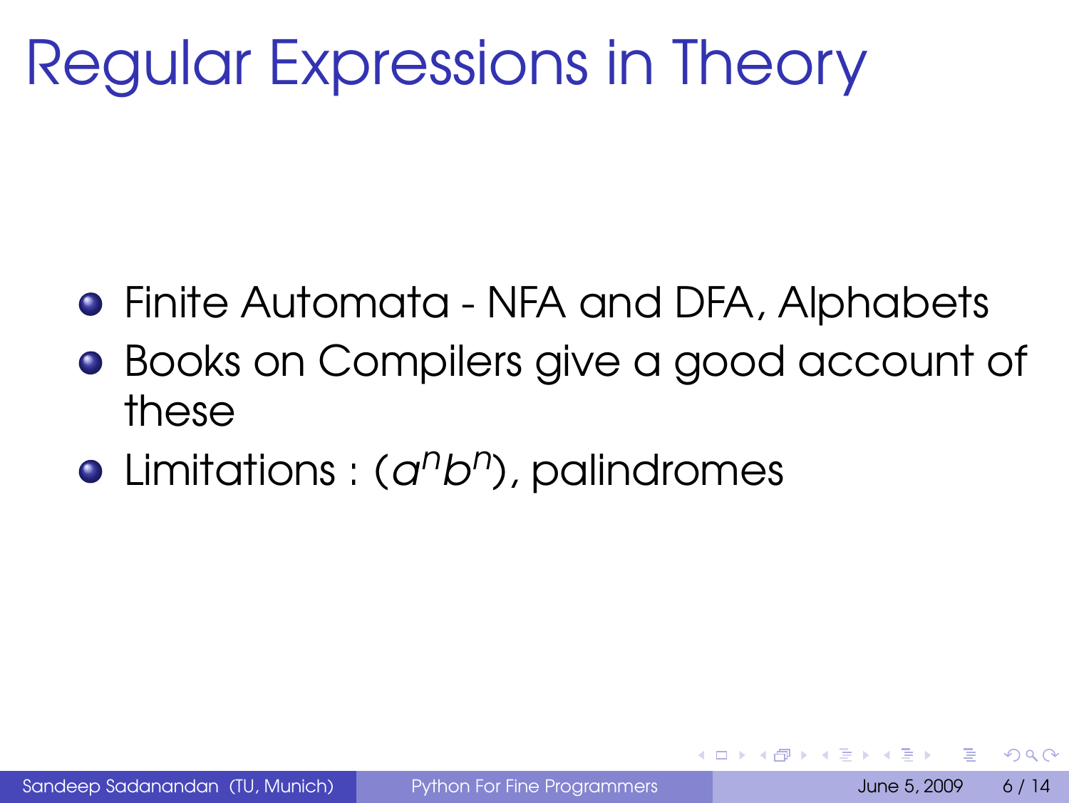# Regular Expressions in Theory

- Finite Automata - NFA and DFA, Alphabets
- Books on Compilers give a good account of these
- Limitations : ($a^n b^n$), palindromes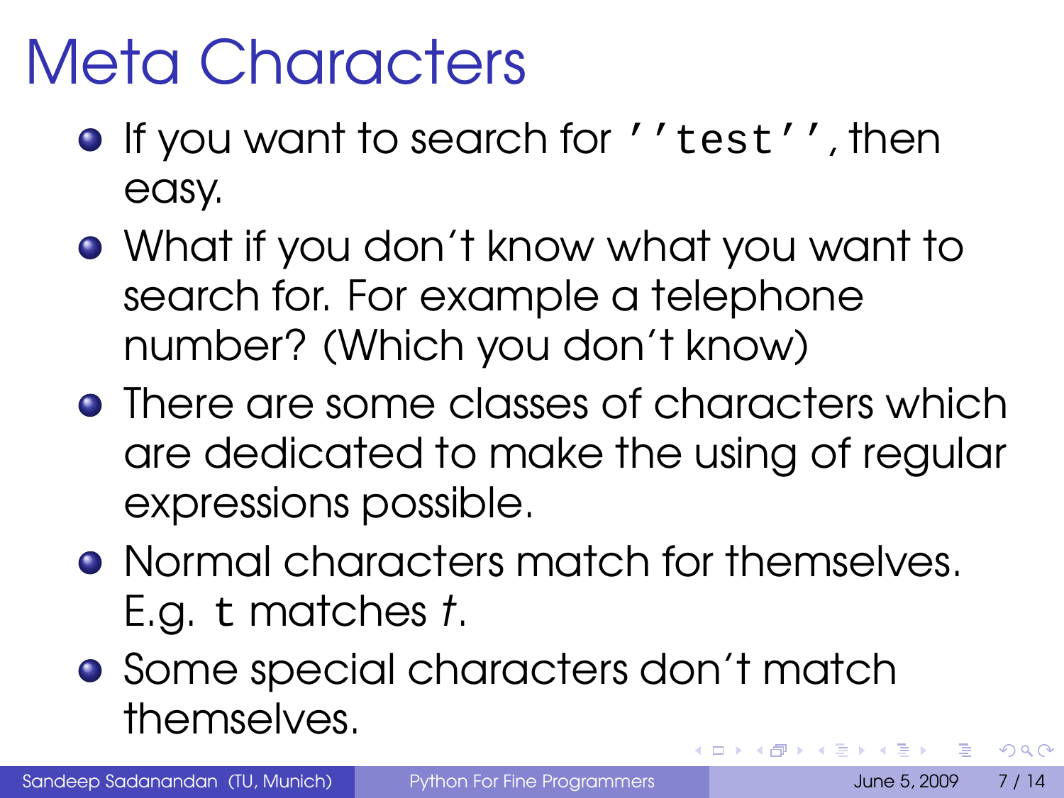# Meta Characters

- If you want to search for `''test''`, then easy.
- What if you don't know what you want to search for. For example a telephone number? (Which you don't know)
- There are some classes of characters which are dedicated to make the using of regular expressions possible.
- Normal characters match for themselves. E.g. `t` matches *t*.
- Some special characters don't match themselves.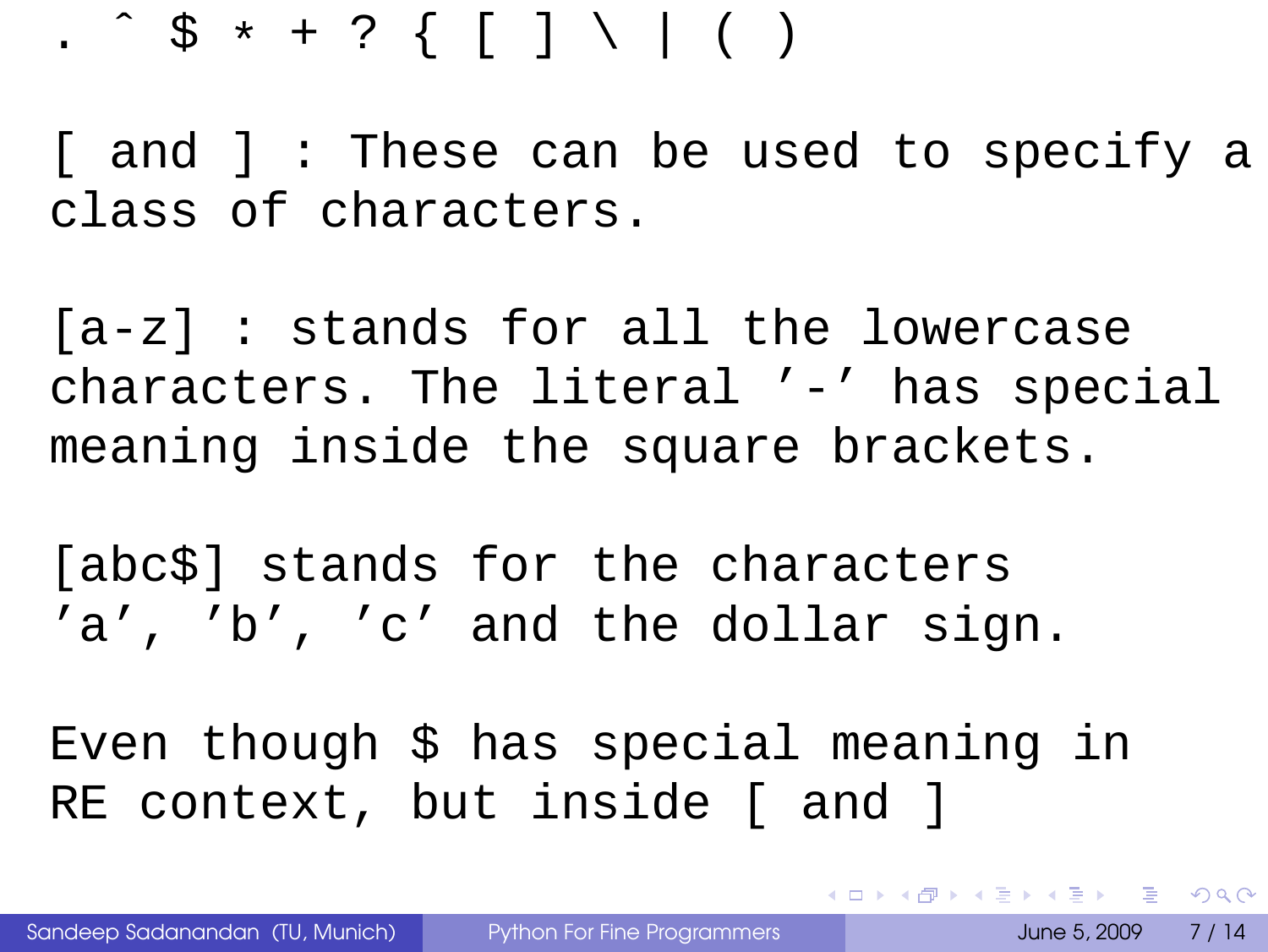. ^ $ * + ? { [ ] \ | ( )

[ and ] : These can be used to specify a class of characters.

[a-z] : stands for all the lowercase characters. The literal '-' has special meaning inside the square brackets.

[abc$] stands for the characters 'a', 'b', 'c' and the dollar sign.

Even though $ has special meaning in RE context, but inside [ and ]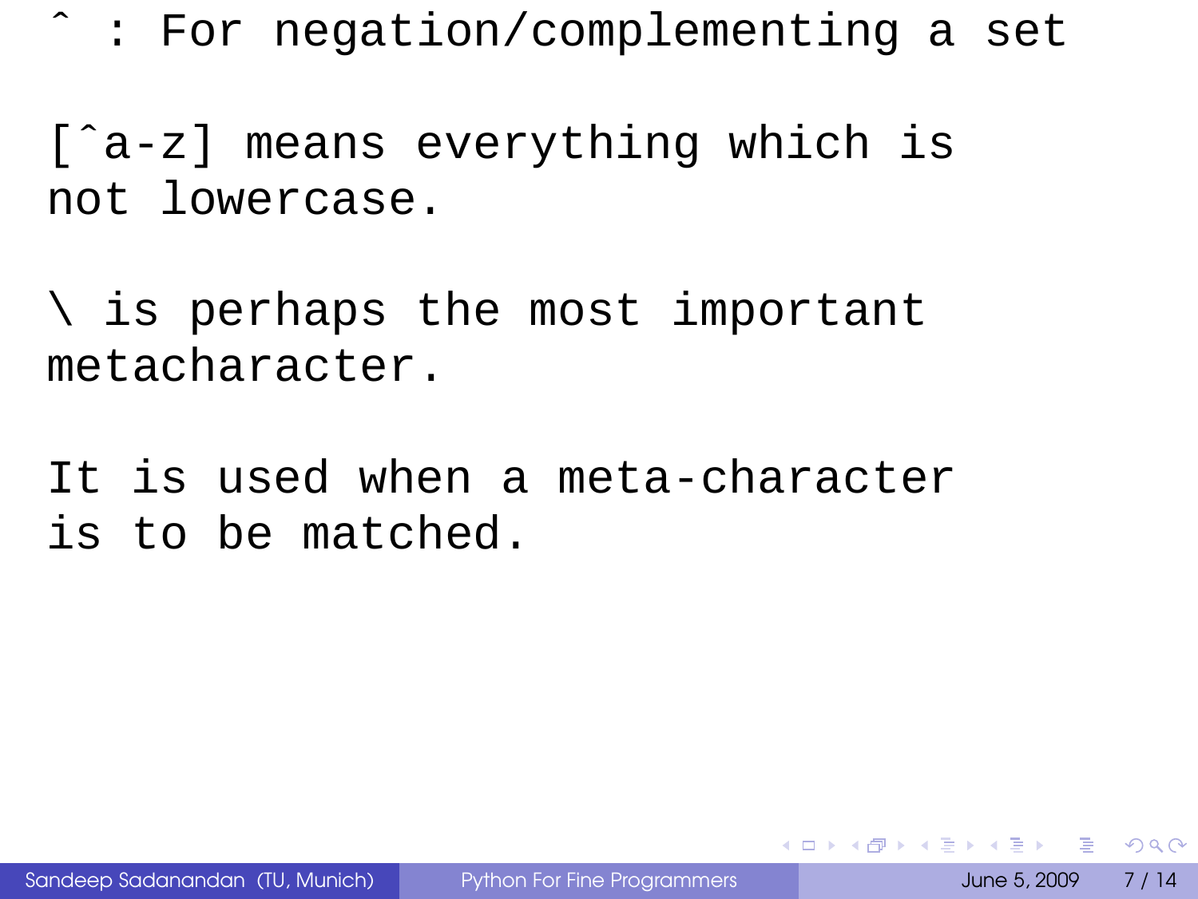^ : For negation/complementing a set

[^a-z] means everything which is not lowercase.

\ is perhaps the most important metacharacter.

It is used when a meta-character is to be matched.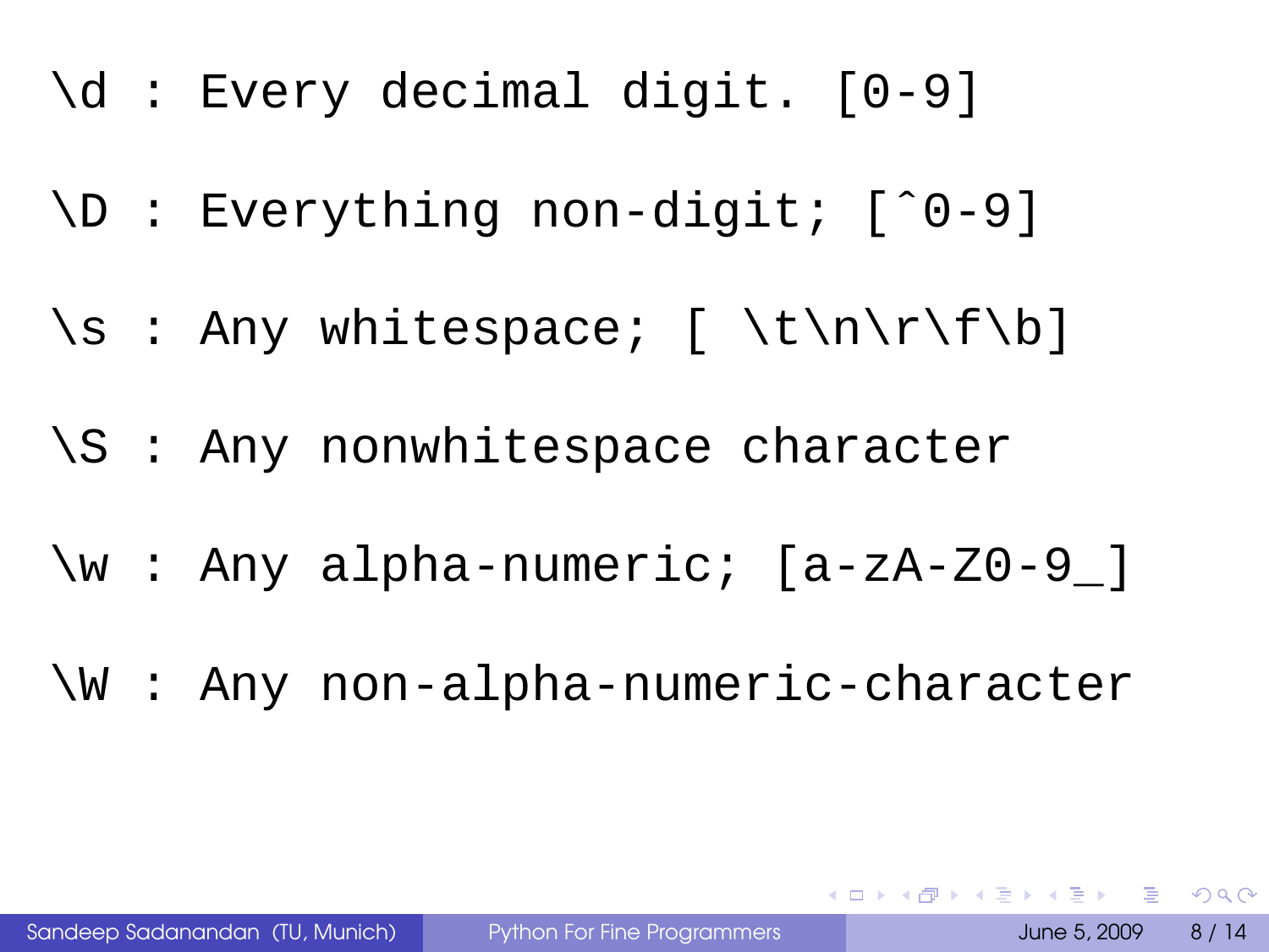\d : Every decimal digit. [0-9]

\D : Everything non-digit; [^0-9]

\s : Any whitespace; [ \t\n\r\f\b]

\S : Any nonwhitespace character

\w : Any alpha-numeric; [a-zA-Z0-9_]

\W : Any non-alpha-numeric-character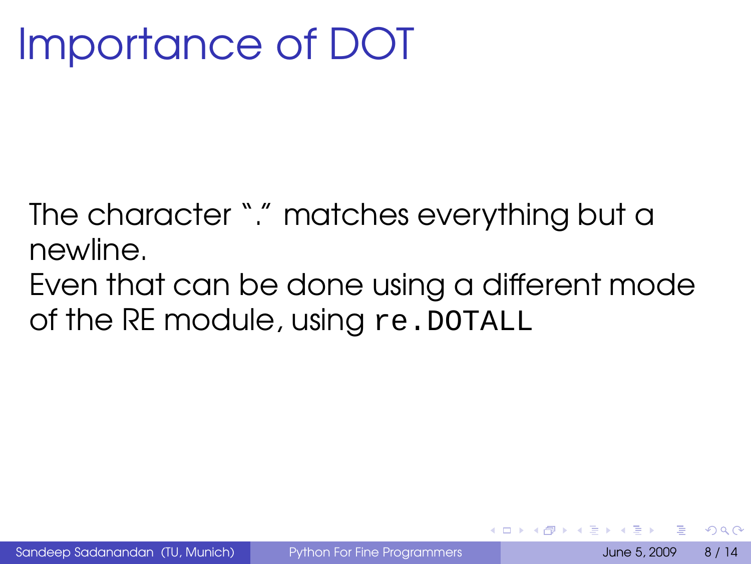# Importance of DOT

The character "." matches everything but a newline.
Even that can be done using a different mode of the RE module, using `re.DOTALL`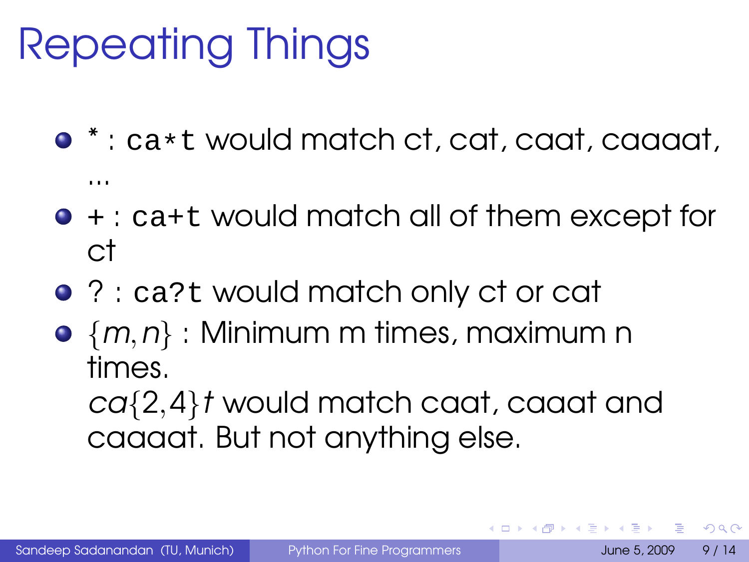# Repeating Things

- * : `ca*t` would match ct, cat, caat, caaaat, ...
- + : `ca+t` would match all of them except for ct
- ? : `ca?t` would match only ct or cat
- $\{m, n\}$ : Minimum m times, maximum n times.
  $ca\{2,4\}t$ would match caat, caaat and caaaat. But not anything else.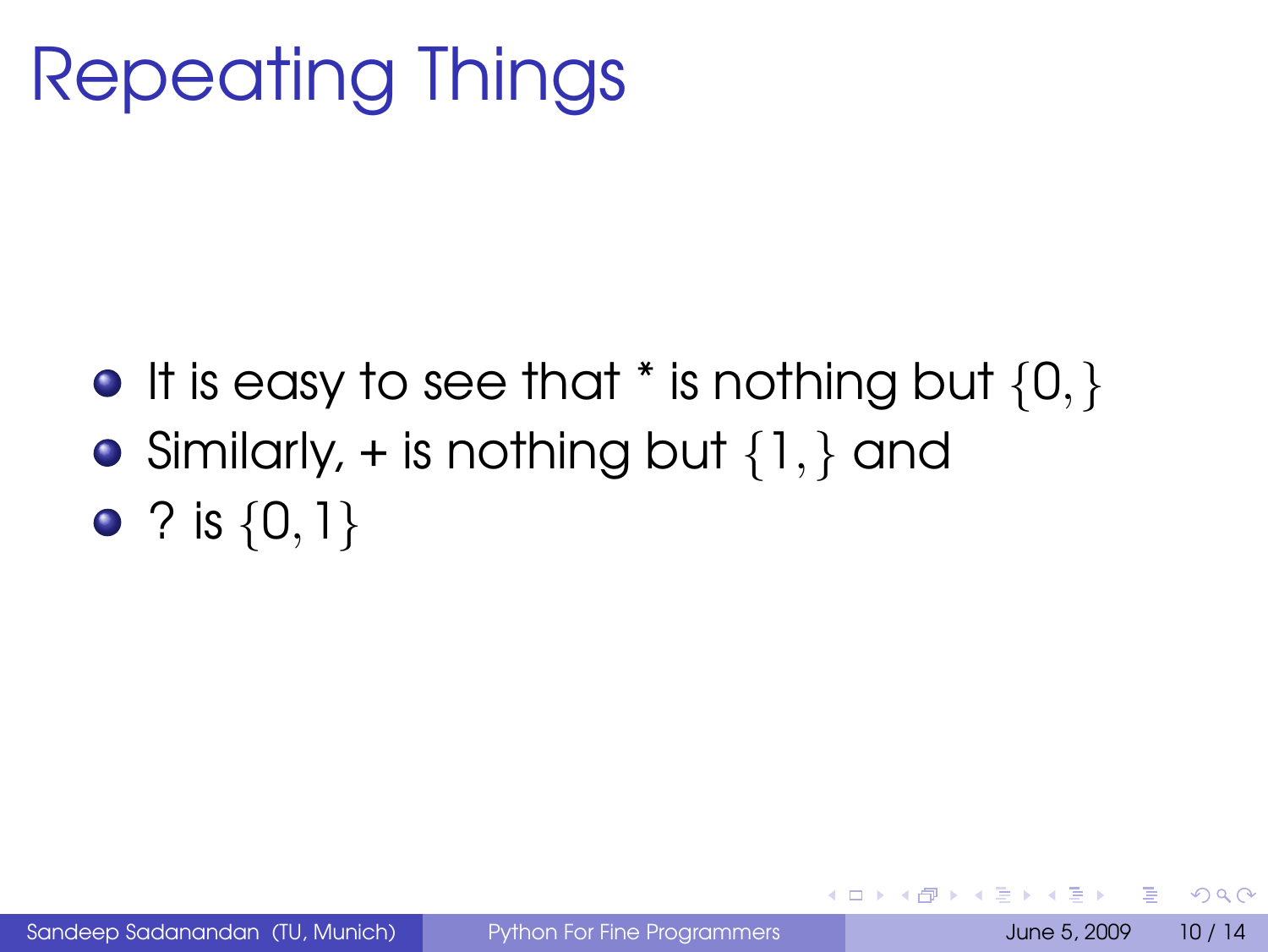# Repeating Things

- It is easy to see that * is nothing but $\{0,\}$
- Similarly, + is nothing but $\{1,\}$ and
- ? is $\{0,1\}$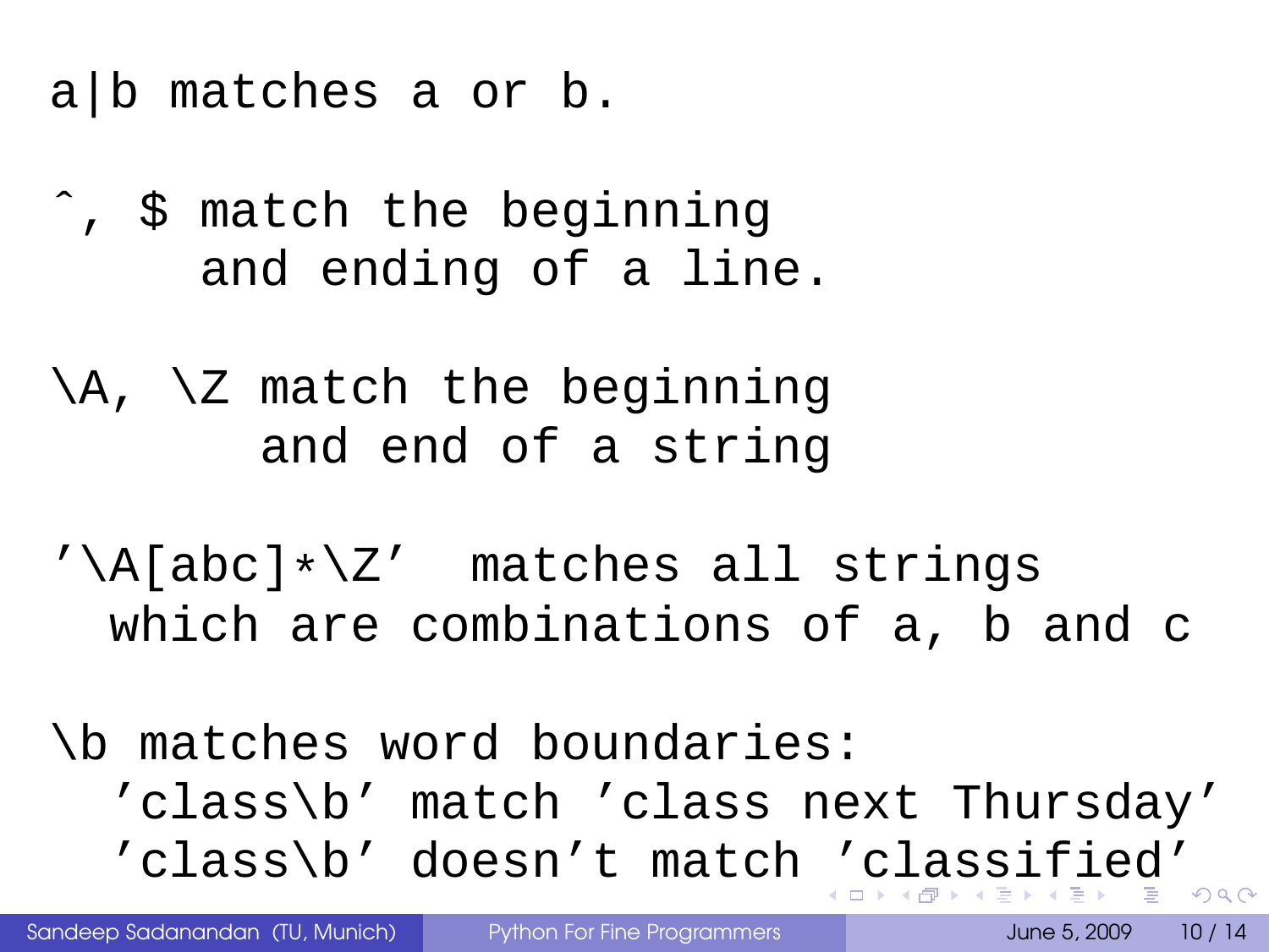a|b matches a or b.

^, $ match the beginning
and ending of a line.

\A, \Z match the beginning
and end of a string

'\A[abc]*\Z' matches all strings
which are combinations of a, b and c

\b matches word boundaries:
'class\b' match 'class next Thursday'
'class\b' doesn't match 'classified'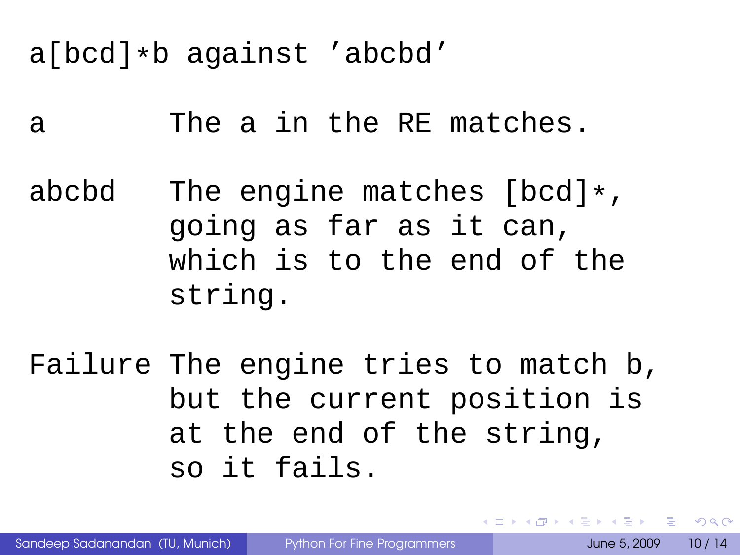a[bcd]*b against 'abcbd'

| | |
|---|---|
| a | The a in the RE matches. |
| abcbd | The engine matches [bcd]*, going as far as it can, which is to the end of the string. |
| Failure | The engine tries to match b, but the current position is at the end of the string, so it fails. |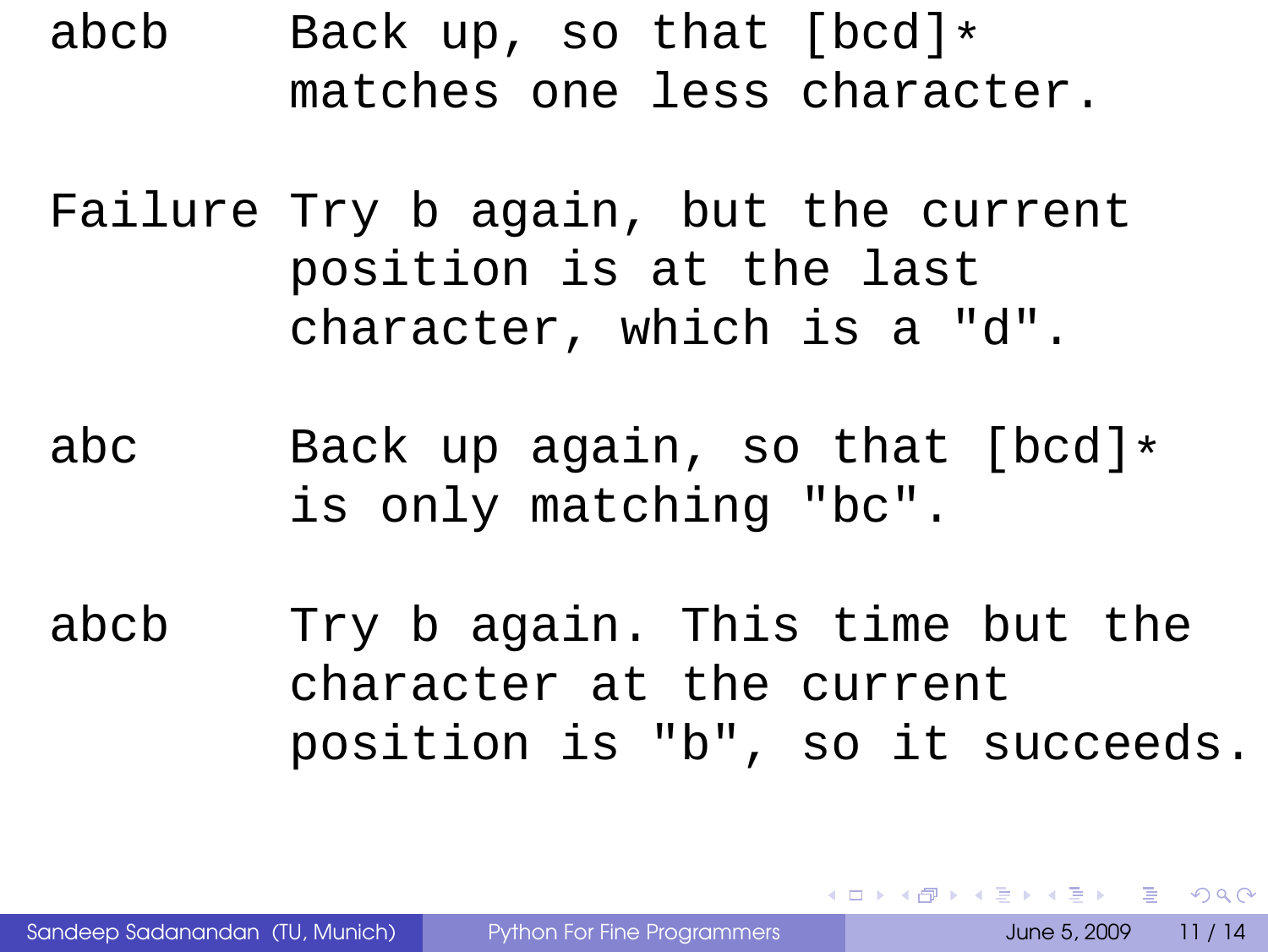| | |
|---|---|
| abcb | Back up, so that [bcd]* matches one less character. |
| Failure | Try b again, but the current position is at the last character, which is a "d". |
| abc | Back up again, so that [bcd]* is only matching "bc". |
| abcb | Try b again. This time but the character at the current position is "b", so it succeeds. |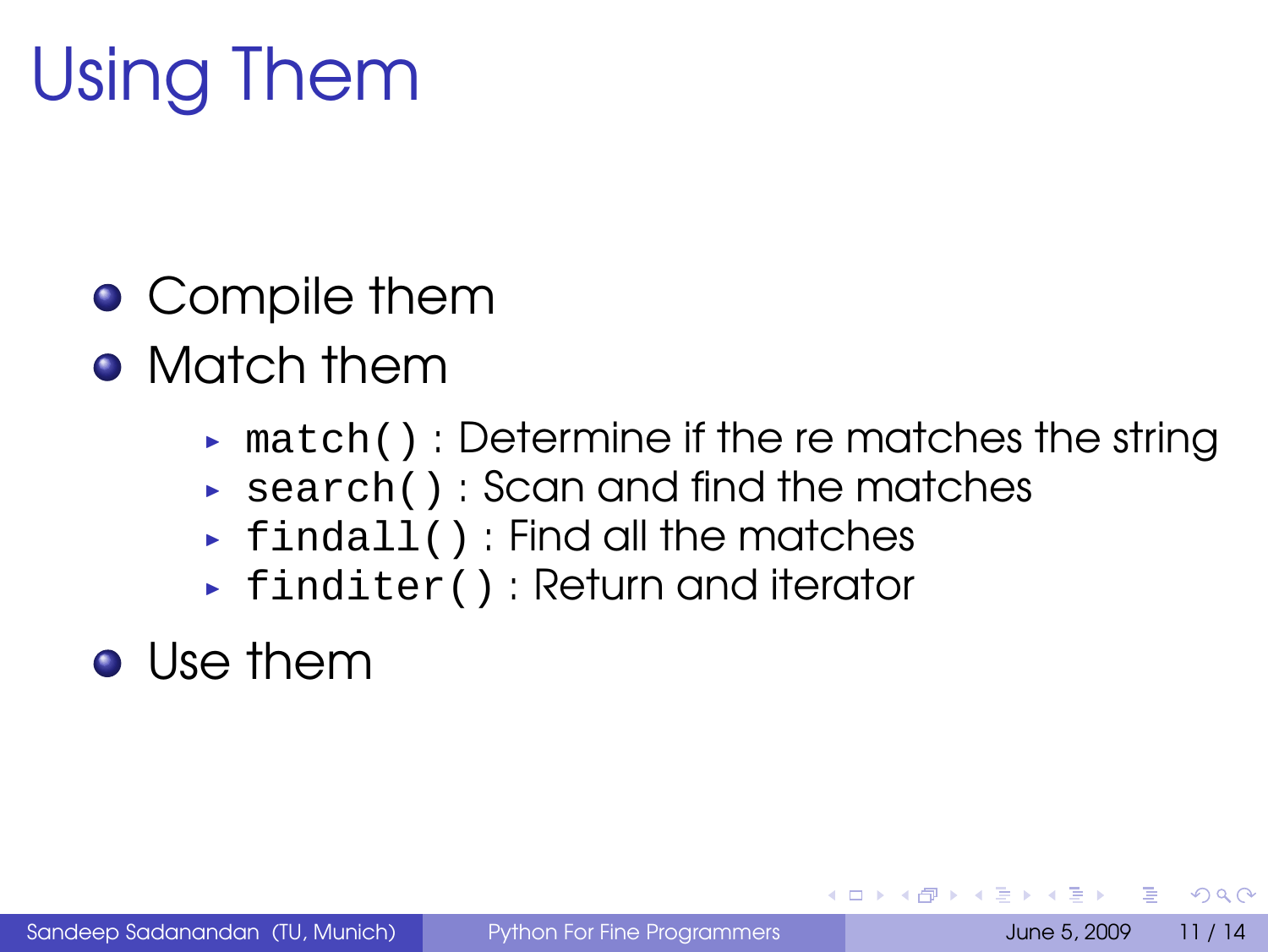# Using Them

- Compile them
- Match them
  - `match()` : Determine if the re matches the string
  - `search()` : Scan and find the matches
  - `findall()` : Find all the matches
  - `finditer()` : Return and iterator
- Use them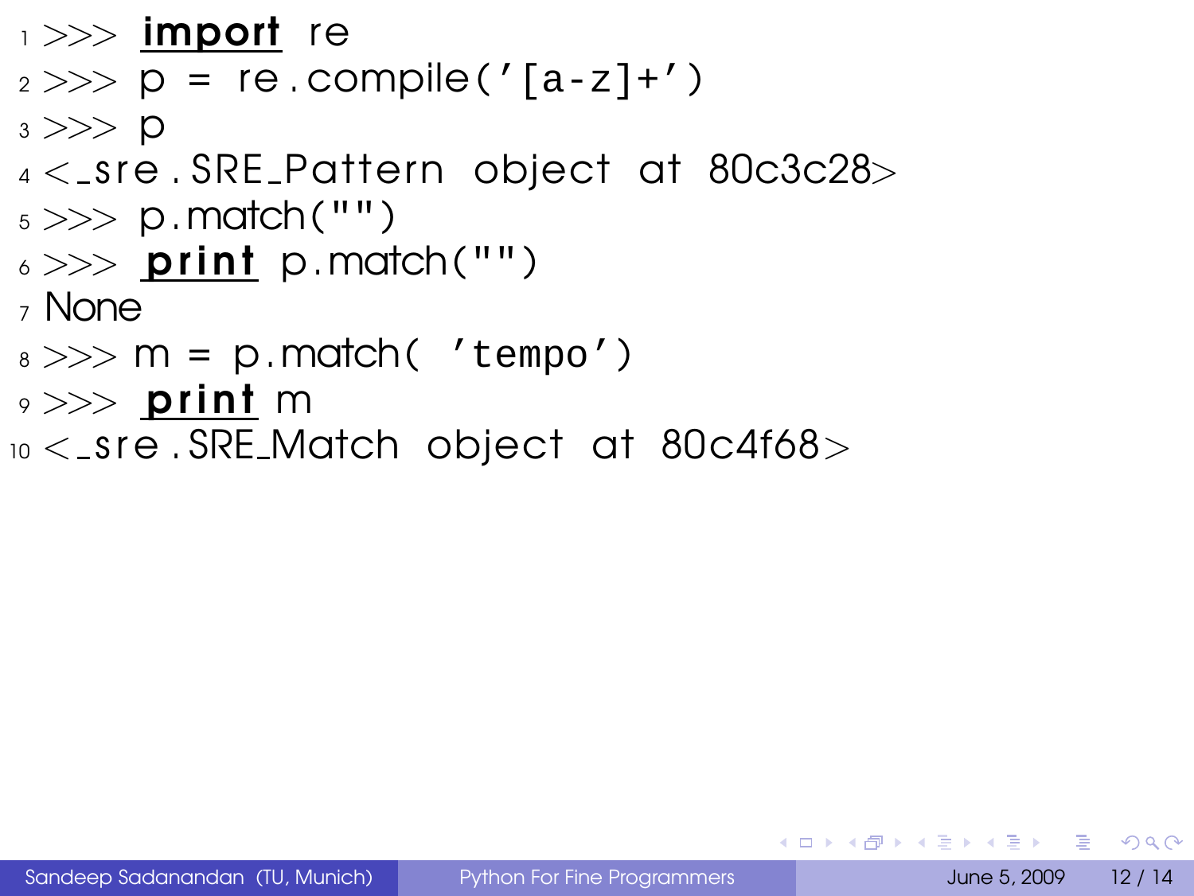```
>>> import re
>>> p = re.compile('[a-z]+')
>>> p
<_sre.SRE_Pattern object at 80c3c28>
>>> p.match("")
>>> print p.match("")
None
>>> m = p.match( 'tempo')
>>> print m
<_sre.SRE_Match object at 80c4f68>
```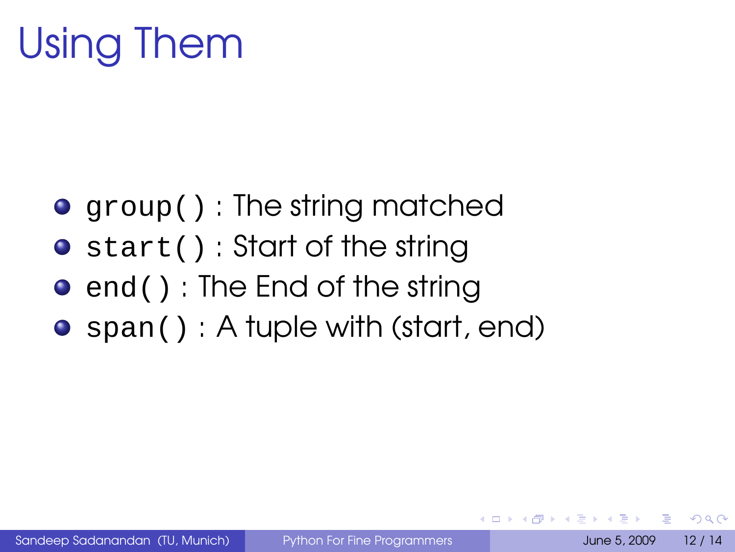# Using Them

- `group()` : The string matched
- `start()` : Start of the string
- `end()` : The End of the string
- `span()` : A tuple with (start, end)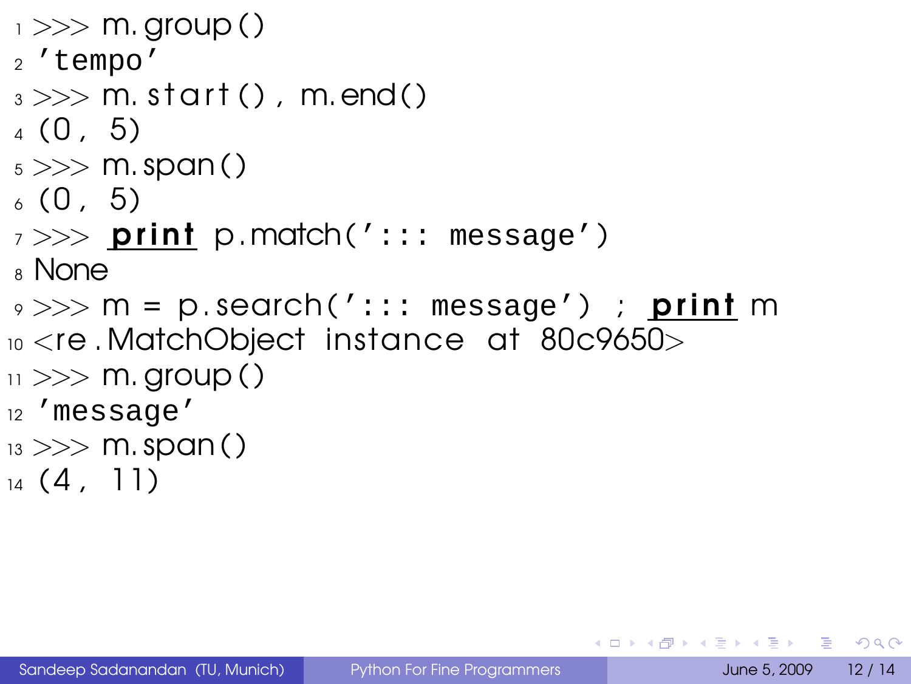```
>>> m.group()
'tempo'
>>> m.start(), m.end()
(0, 5)
>>> m.span()
(0, 5)
>>> print p.match('::: message')
None
>>> m = p.search('::: message') ; print m
<re.MatchObject instance at 80c9650>
>>> m.group()
'message'
>>> m.span()
(4, 11)
```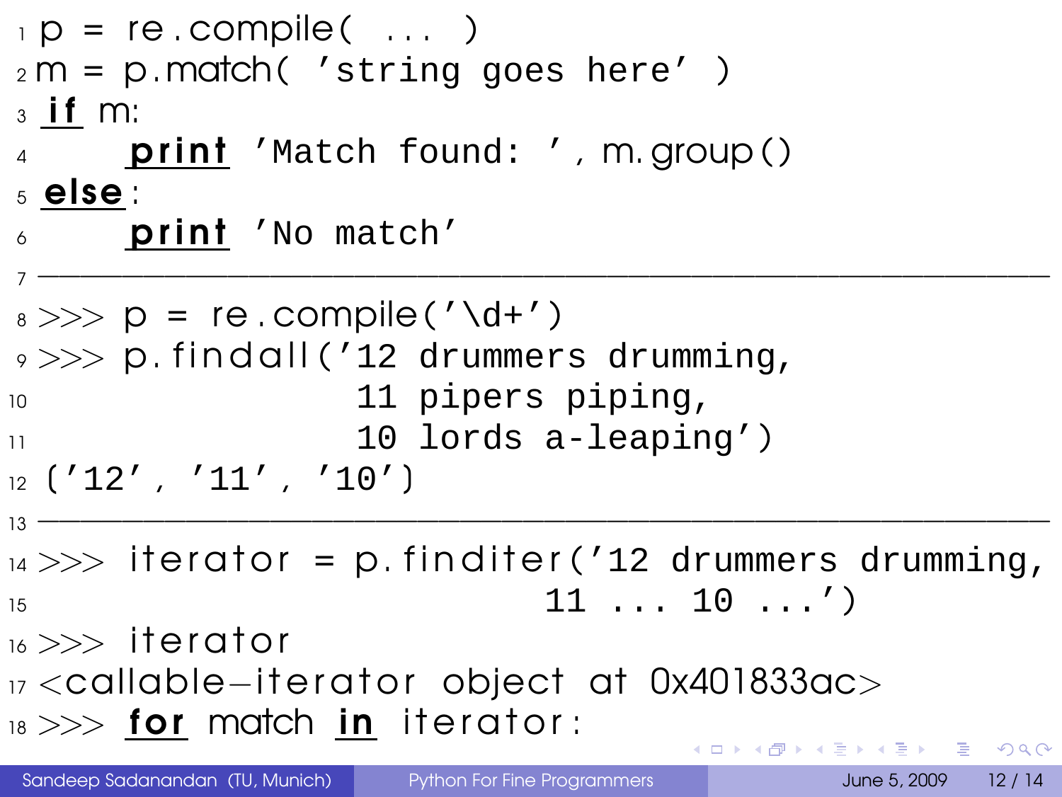```python
p = re.compile( ... )
m = p.match( 'string goes here' )
if m:
    print 'Match found: ', m.group()
else:
    print 'No match'
```

---

```python
>>> p = re.compile('\d+')
>>> p.findall('12 drummers drumming,
               11 pipers piping,
               10 lords a-leaping')
('12', '11', '10')
```

---

```python
>>> iterator = p.finditer('12 drummers drumming,
                          11 ... 10 ...')
>>> iterator
<callable-iterator object at 0x401833ac>
>>> for match in iterator:
```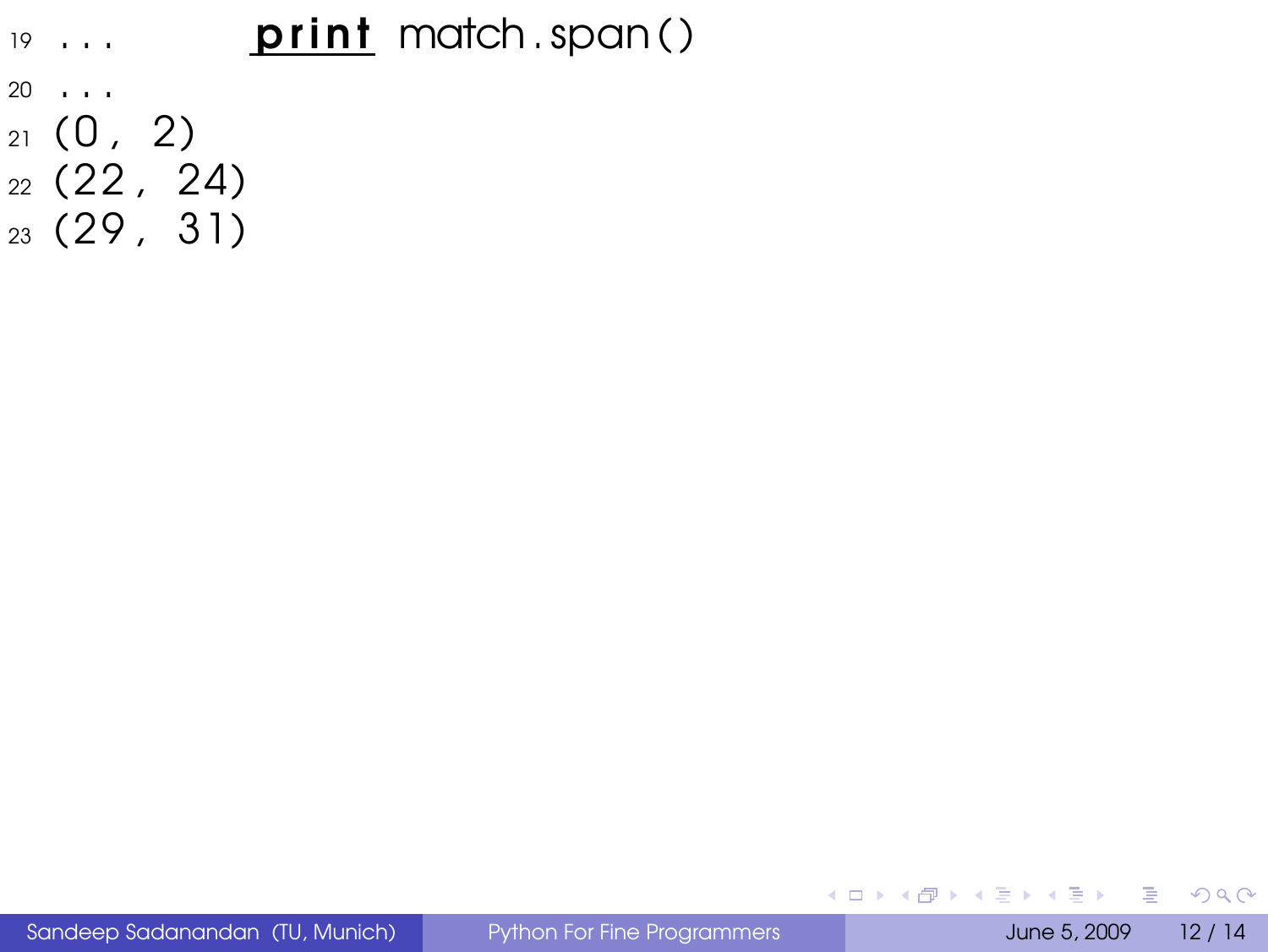```
19 ...         print match.span()
20 ...
21 (0, 2)
22 (22, 24)
23 (29, 31)
```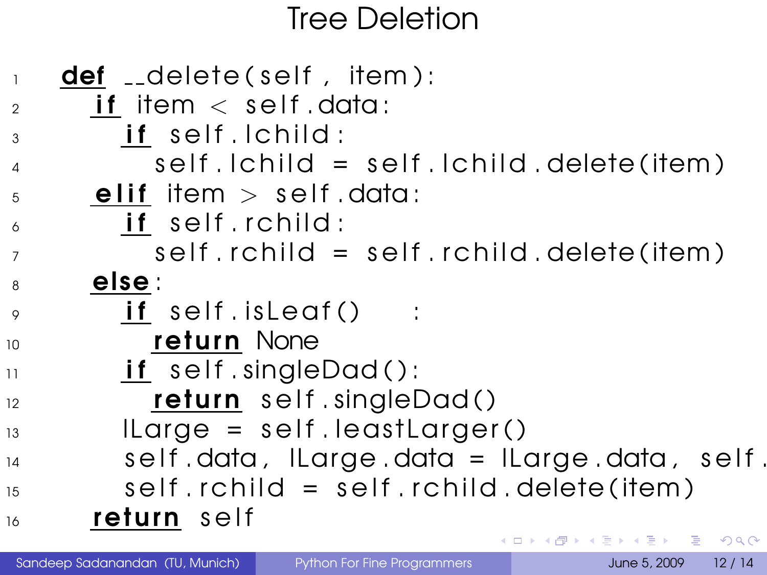# Tree Deletion

```
def __delete(self, item):
    if item < self.data:
        if self.lchild:
            self.lchild = self.lchild.delete(item)
    elif item > self.data:
        if self.rchild:
            self.rchild = self.rchild.delete(item)
    else:
        if self.isLeaf()      :
            return None
        if self.singleDad():
            return self.singleDad()
        lLarge = self.leastLarger()
        self.data, lLarge.data = lLarge.data, self.
        self.rchild = self.rchild.delete(item)
    return self
```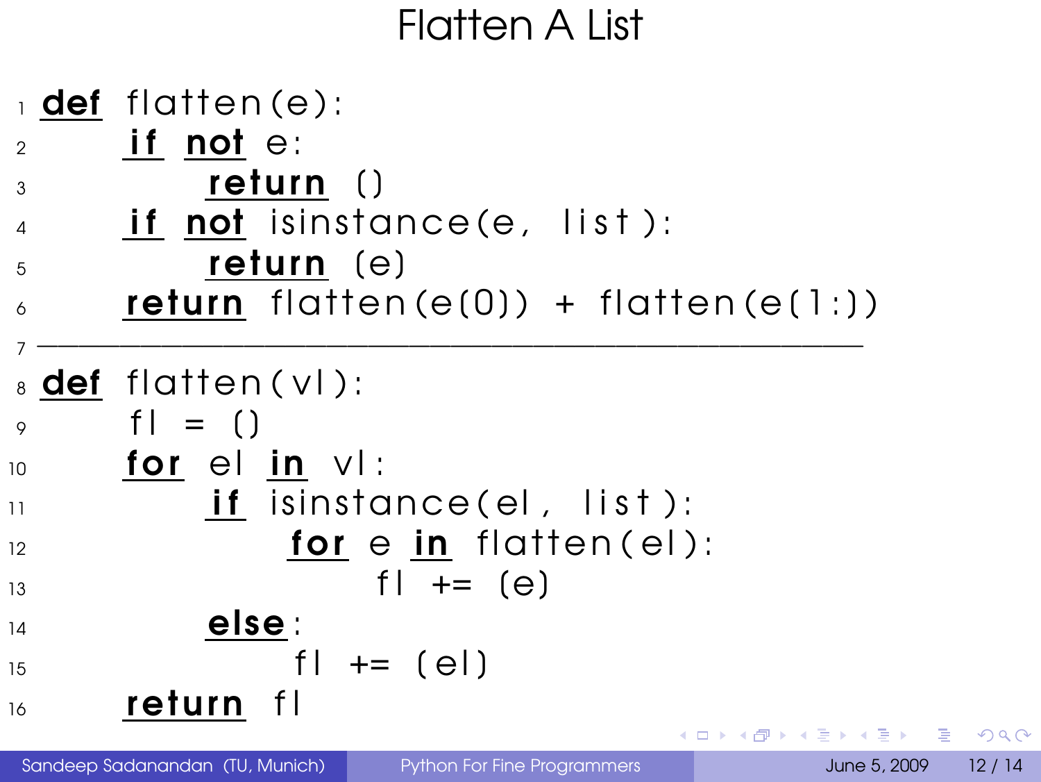# Flatten A List

```python
def flatten(e):
    if not e:
        return []
    if not isinstance(e, list):
        return [e]
    return flatten(e[0]) + flatten(e[1:])
# ------------------------------------------------------------
def flatten(vl):
    fl = []
    for el in vl:
        if isinstance(el, list):
            for e in flatten(el):
                fl += [e]
        else:
            fl += [el]
    return fl
```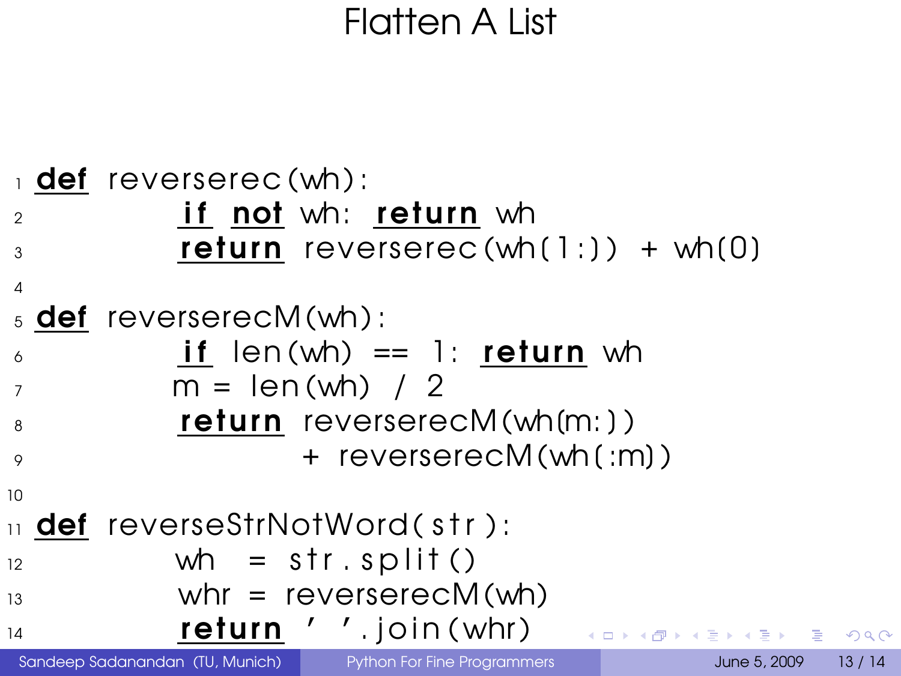# Flatten A List

```python
def reverserec(wh):
        if not wh: return wh
        return reverserec(wh[1:]) + wh[0]

def reverserecM(wh):
        if len(wh) == 1: return wh
        m = len(wh) / 2
        return reverserecM(wh[m:])
                + reverserecM(wh[:m])

def reverseStrNotWord(str):
        wh  = str.split()
        whr = reverserecM(wh)
        return ' '.join(whr)
```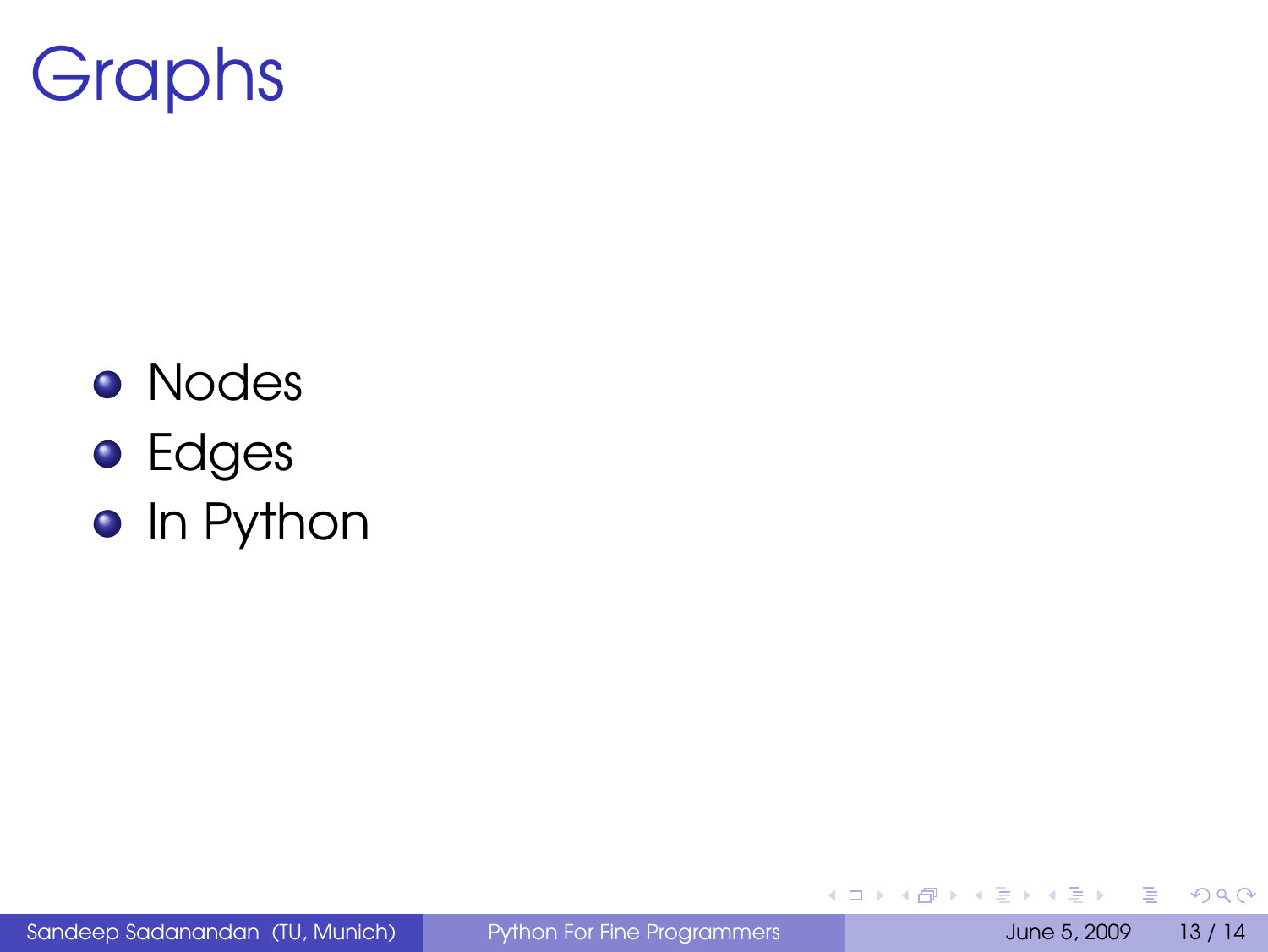# Graphs

- Nodes
- Edges
- In Python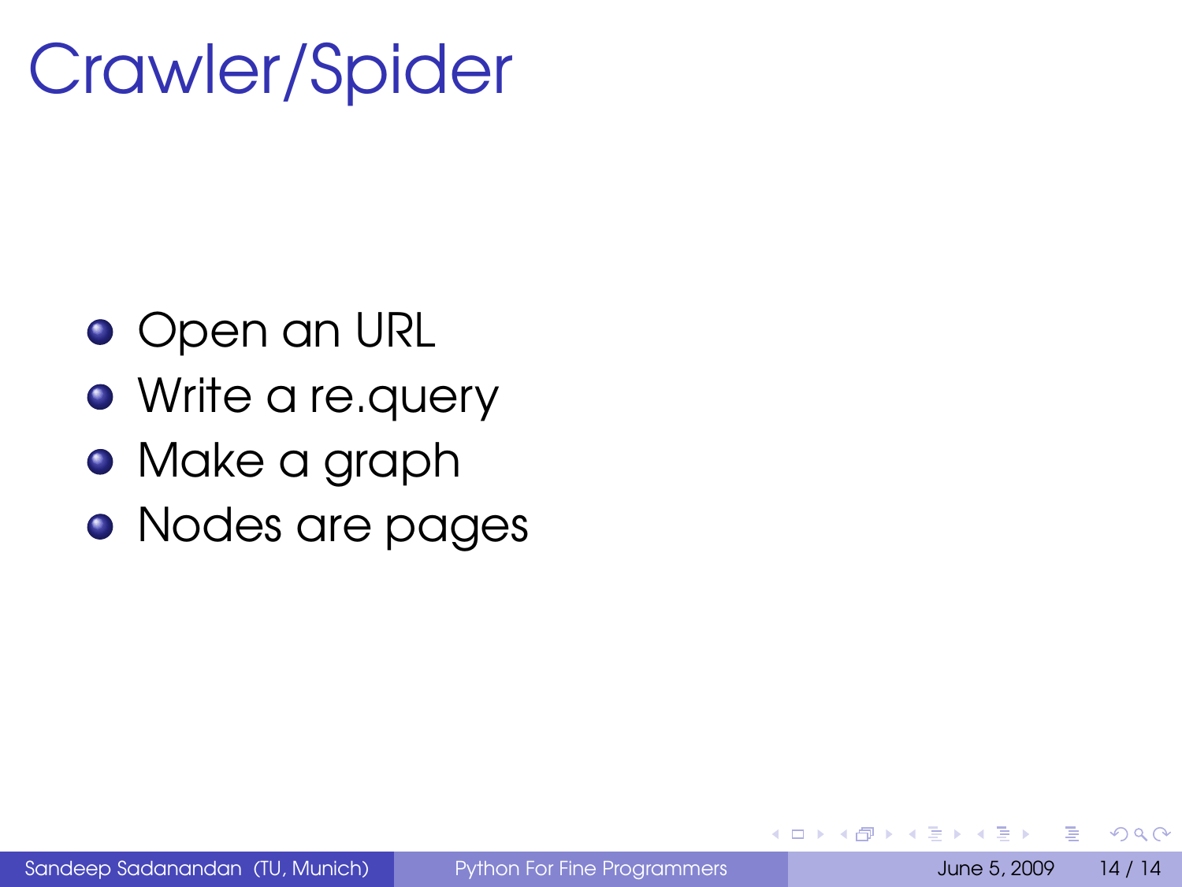# Crawler/Spider

- Open an URL
- Write a re.query
- Make a graph
- Nodes are pages